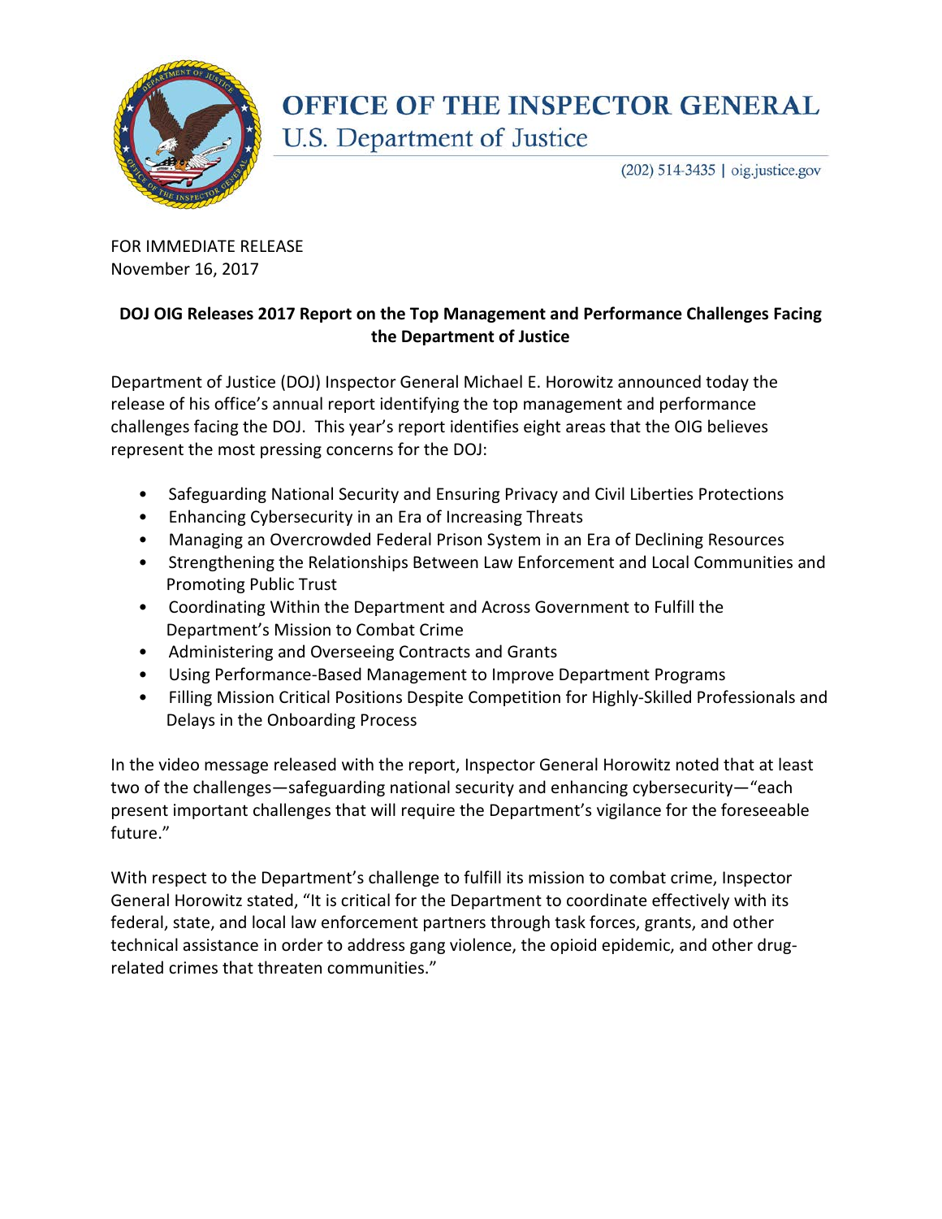# OFFICE OF THE INSPECTOR GENERAL
U.S. Department of Justice

(202) 514-3435 | oig.justice.gov

FOR IMMEDIATE RELEASE
November 16, 2017

**DOJ OIG Releases 2017 Report on the Top Management and Performance Challenges Facing the Department of Justice**

Department of Justice (DOJ) Inspector General Michael E. Horowitz announced today the release of his office's annual report identifying the top management and performance challenges facing the DOJ. This year's report identifies eight areas that the OIG believes represent the most pressing concerns for the DOJ:

- Safeguarding National Security and Ensuring Privacy and Civil Liberties Protections
- Enhancing Cybersecurity in an Era of Increasing Threats
- Managing an Overcrowded Federal Prison System in an Era of Declining Resources
- Strengthening the Relationships Between Law Enforcement and Local Communities and Promoting Public Trust
- Coordinating Within the Department and Across Government to Fulfill the Department's Mission to Combat Crime
- Administering and Overseeing Contracts and Grants
- Using Performance-Based Management to Improve Department Programs
- Filling Mission Critical Positions Despite Competition for Highly-Skilled Professionals and Delays in the Onboarding Process

In the video message released with the report, Inspector General Horowitz noted that at least two of the challenges—safeguarding national security and enhancing cybersecurity—"each present important challenges that will require the Department's vigilance for the foreseeable future."

With respect to the Department's challenge to fulfill its mission to combat crime, Inspector General Horowitz stated, "It is critical for the Department to coordinate effectively with its federal, state, and local law enforcement partners through task forces, grants, and other technical assistance in order to address gang violence, the opioid epidemic, and other drug-related crimes that threaten communities."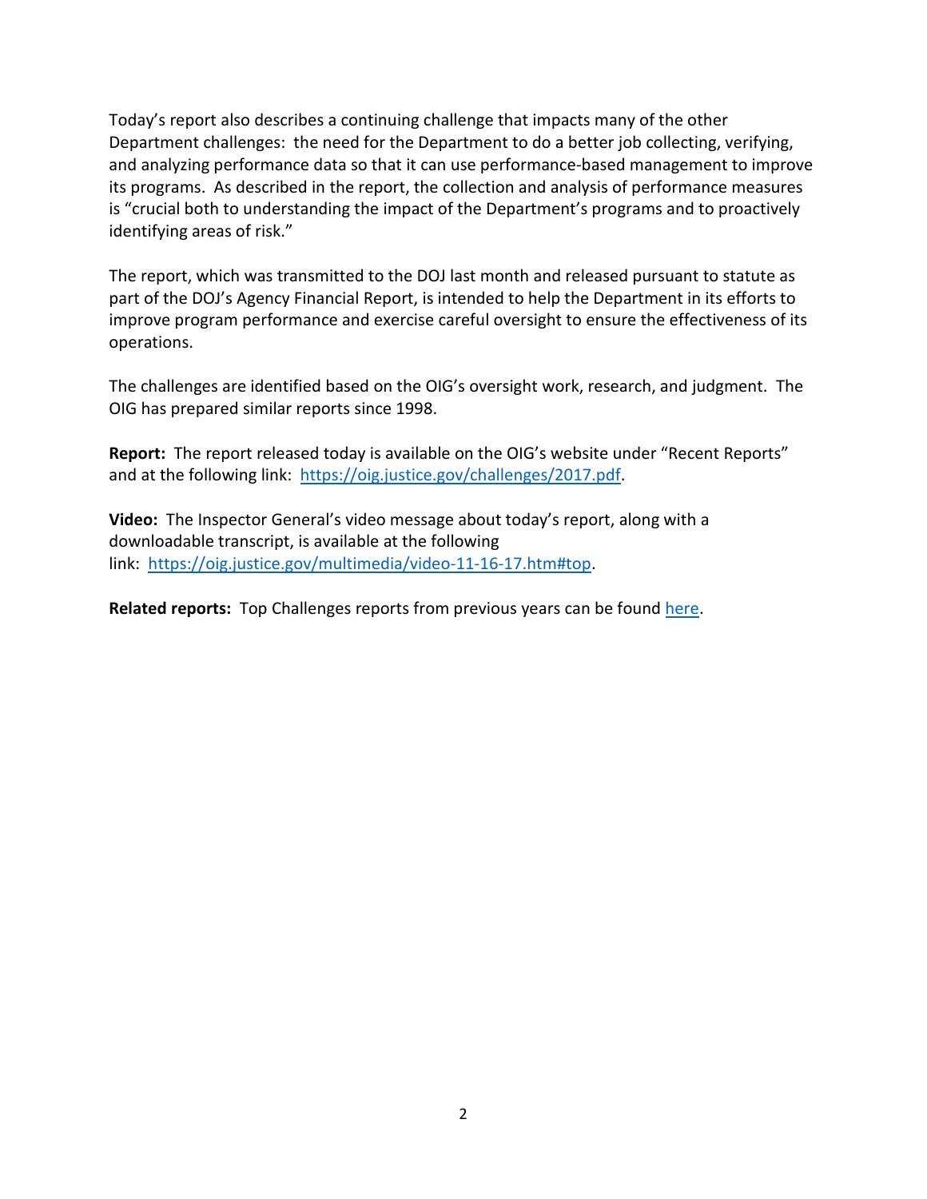Today's report also describes a continuing challenge that impacts many of the other Department challenges: the need for the Department to do a better job collecting, verifying, and analyzing performance data so that it can use performance-based management to improve its programs. As described in the report, the collection and analysis of performance measures is "crucial both to understanding the impact of the Department's programs and to proactively identifying areas of risk."

The report, which was transmitted to the DOJ last month and released pursuant to statute as part of the DOJ's Agency Financial Report, is intended to help the Department in its efforts to improve program performance and exercise careful oversight to ensure the effectiveness of its operations.

The challenges are identified based on the OIG's oversight work, research, and judgment. The OIG has prepared similar reports since 1998.

**Report:** The report released today is available on the OIG's website under "Recent Reports" and at the following link: https://oig.justice.gov/challenges/2017.pdf.

**Video:** The Inspector General's video message about today's report, along with a downloadable transcript, is available at the following link: https://oig.justice.gov/multimedia/video-11-16-17.htm#top.

**Related reports:** Top Challenges reports from previous years can be found here.